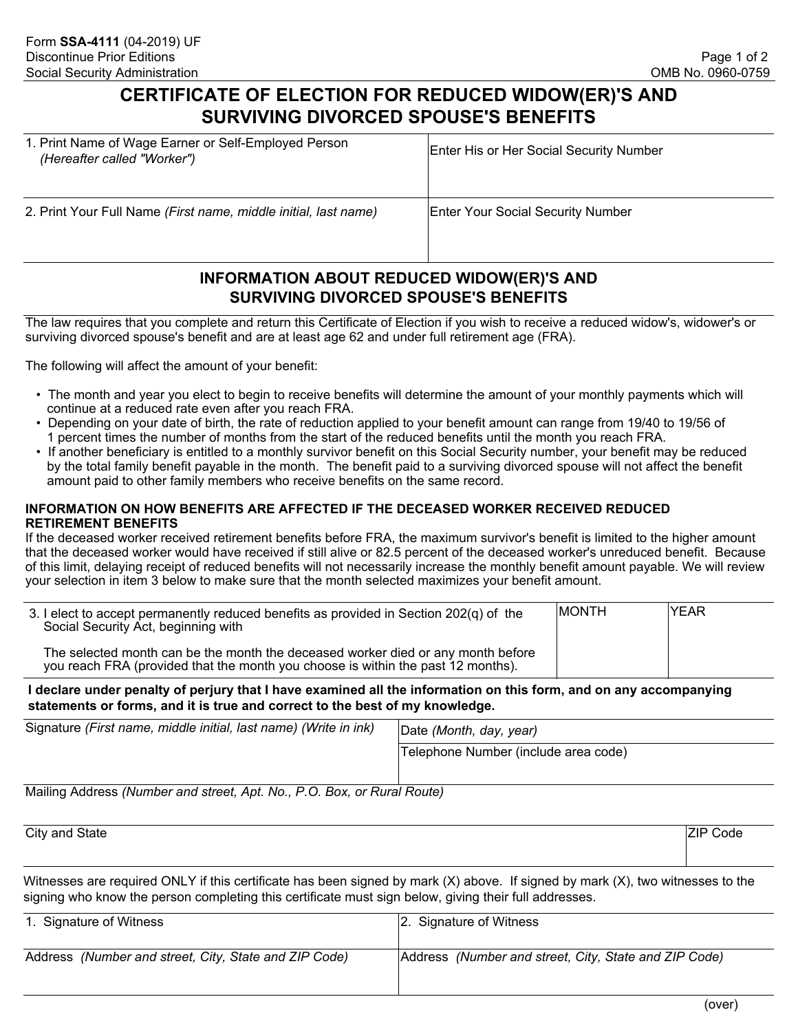Form **SSA-4111** (04-2019) UF
Discontinue Prior Editions
Social Security Administration

OMB No. 0960-0759

# CERTIFICATE OF ELECTION FOR REDUCED WIDOW(ER)'S AND SURVIVING DIVORCED SPOUSE'S BENEFITS

| 1. Print Name of Wage Earner or Self-Employed Person *(Hereafter called "Worker")* | Enter His or Her Social Security Number |
|---|---|
| 2. Print Your Full Name *(First name, middle initial, last name)* | Enter Your Social Security Number |

## INFORMATION ABOUT REDUCED WIDOW(ER)'S AND SURVIVING DIVORCED SPOUSE'S BENEFITS

The law requires that you complete and return this Certificate of Election if you wish to receive a reduced widow's, widower's or surviving divorced spouse's benefit and are at least age 62 and under full retirement age (FRA).

The following will affect the amount of your benefit:

- The month and year you elect to begin to receive benefits will determine the amount of your monthly payments which will continue at a reduced rate even after you reach FRA.
- Depending on your date of birth, the rate of reduction applied to your benefit amount can range from 19/40 to 19/56 of 1 percent times the number of months from the start of the reduced benefits until the month you reach FRA.
- If another beneficiary is entitled to a monthly survivor benefit on this Social Security number, your benefit may be reduced by the total family benefit payable in the month. The benefit paid to a surviving divorced spouse will not affect the benefit amount paid to other family members who receive benefits on the same record.

**INFORMATION ON HOW BENEFITS ARE AFFECTED IF THE DECEASED WORKER RECEIVED REDUCED RETIREMENT BENEFITS**

If the deceased worker received retirement benefits before FRA, the maximum survivor's benefit is limited to the higher amount that the deceased worker would have received if still alive or 82.5 percent of the deceased worker's unreduced benefit. Because of this limit, delaying receipt of reduced benefits will not necessarily increase the monthly benefit amount payable. We will review your selection in item 3 below to make sure that the month selected maximizes your benefit amount.

| 3. I elect to accept permanently reduced benefits as provided in Section 202(q) of the Social Security Act, beginning with<br><br>The selected month can be the month the deceased worker died or any month before you reach FRA (provided that the month you choose is within the past 12 months). | MONTH | YEAR |
|---|---|---|

**I declare under penalty of perjury that I have examined all the information on this form, and on any accompanying statements or forms, and it is true and correct to the best of my knowledge.**

| Signature *(First name, middle initial, last name) (Write in ink)* | Date *(Month, day, year)* |
|---|---|
| | Telephone Number (include area code) |
| Mailing Address *(Number and street, Apt. No., P.O. Box, or Rural Route)* | |
| City and State | ZIP Code |

Witnesses are required ONLY if this certificate has been signed by mark (X) above. If signed by mark (X), two witnesses to the signing who know the person completing this certificate must sign below, giving their full addresses.

| 1. Signature of Witness | 2. Signature of Witness |
|---|---|
| Address *(Number and street, City, State and ZIP Code)* | Address *(Number and street, City, State and ZIP Code)* |

(over)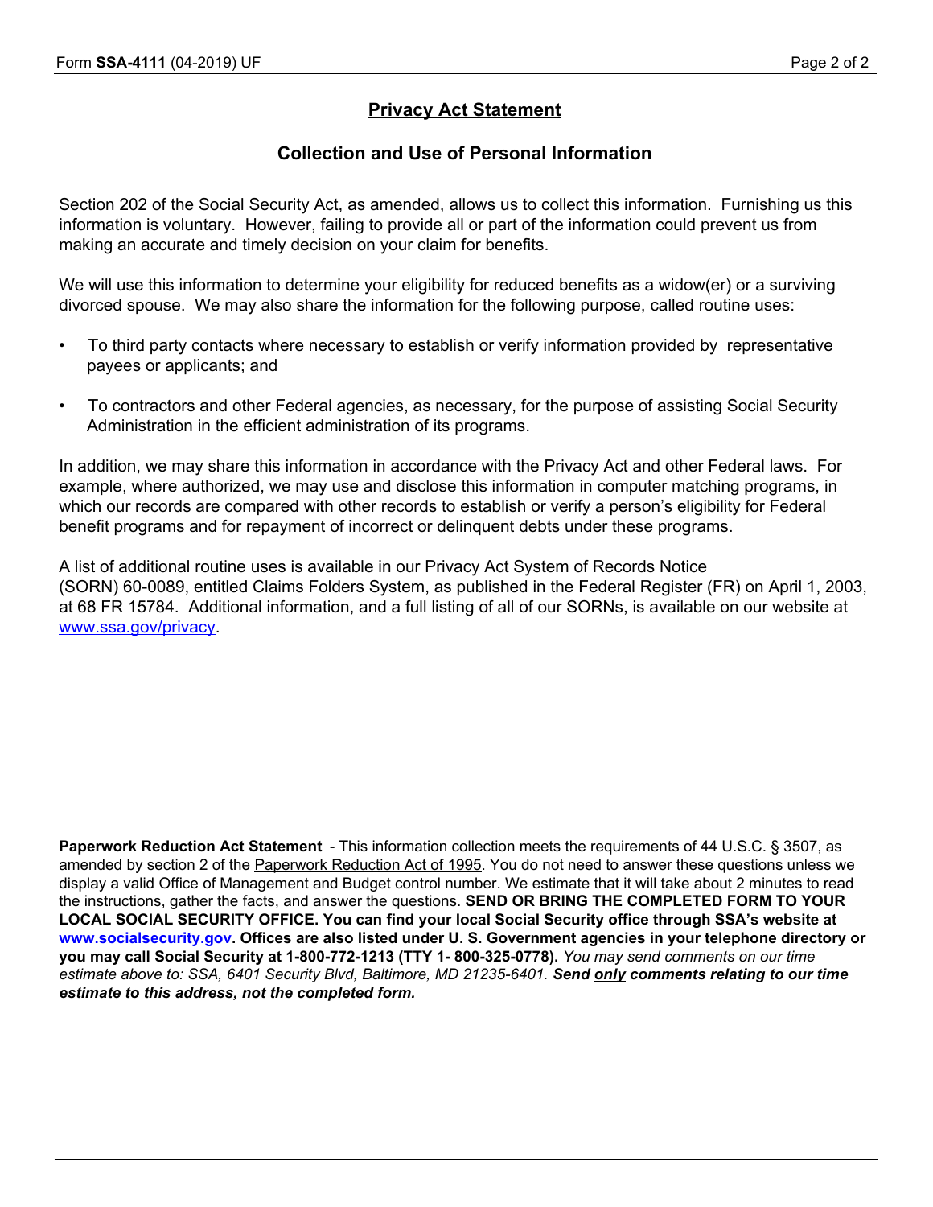## Privacy Act Statement

### Collection and Use of Personal Information

Section 202 of the Social Security Act, as amended, allows us to collect this information. Furnishing us this information is voluntary. However, failing to provide all or part of the information could prevent us from making an accurate and timely decision on your claim for benefits.

We will use this information to determine your eligibility for reduced benefits as a widow(er) or a surviving divorced spouse. We may also share the information for the following purpose, called routine uses:

- To third party contacts where necessary to establish or verify information provided by representative payees or applicants; and
- To contractors and other Federal agencies, as necessary, for the purpose of assisting Social Security Administration in the efficient administration of its programs.

In addition, we may share this information in accordance with the Privacy Act and other Federal laws. For example, where authorized, we may use and disclose this information in computer matching programs, in which our records are compared with other records to establish or verify a person's eligibility for Federal benefit programs and for repayment of incorrect or delinquent debts under these programs.

A list of additional routine uses is available in our Privacy Act System of Records Notice (SORN) 60-0089, entitled Claims Folders System, as published in the Federal Register (FR) on April 1, 2003, at 68 FR 15784. Additional information, and a full listing of all of our SORNs, is available on our website at www.ssa.gov/privacy.

**Paperwork Reduction Act Statement** - This information collection meets the requirements of 44 U.S.C. § 3507, as amended by section 2 of the Paperwork Reduction Act of 1995. You do not need to answer these questions unless we display a valid Office of Management and Budget control number. We estimate that it will take about 2 minutes to read the instructions, gather the facts, and answer the questions. **SEND OR BRING THE COMPLETED FORM TO YOUR LOCAL SOCIAL SECURITY OFFICE. You can find your local Social Security office through SSA's website at www.socialsecurity.gov. Offices are also listed under U. S. Government agencies in your telephone directory or you may call Social Security at 1-800-772-1213 (TTY 1- 800-325-0778).** *You may send comments on our time estimate above to: SSA, 6401 Security Blvd, Baltimore, MD 21235-6401.* ***Send only comments relating to our time estimate to this address, not the completed form.***